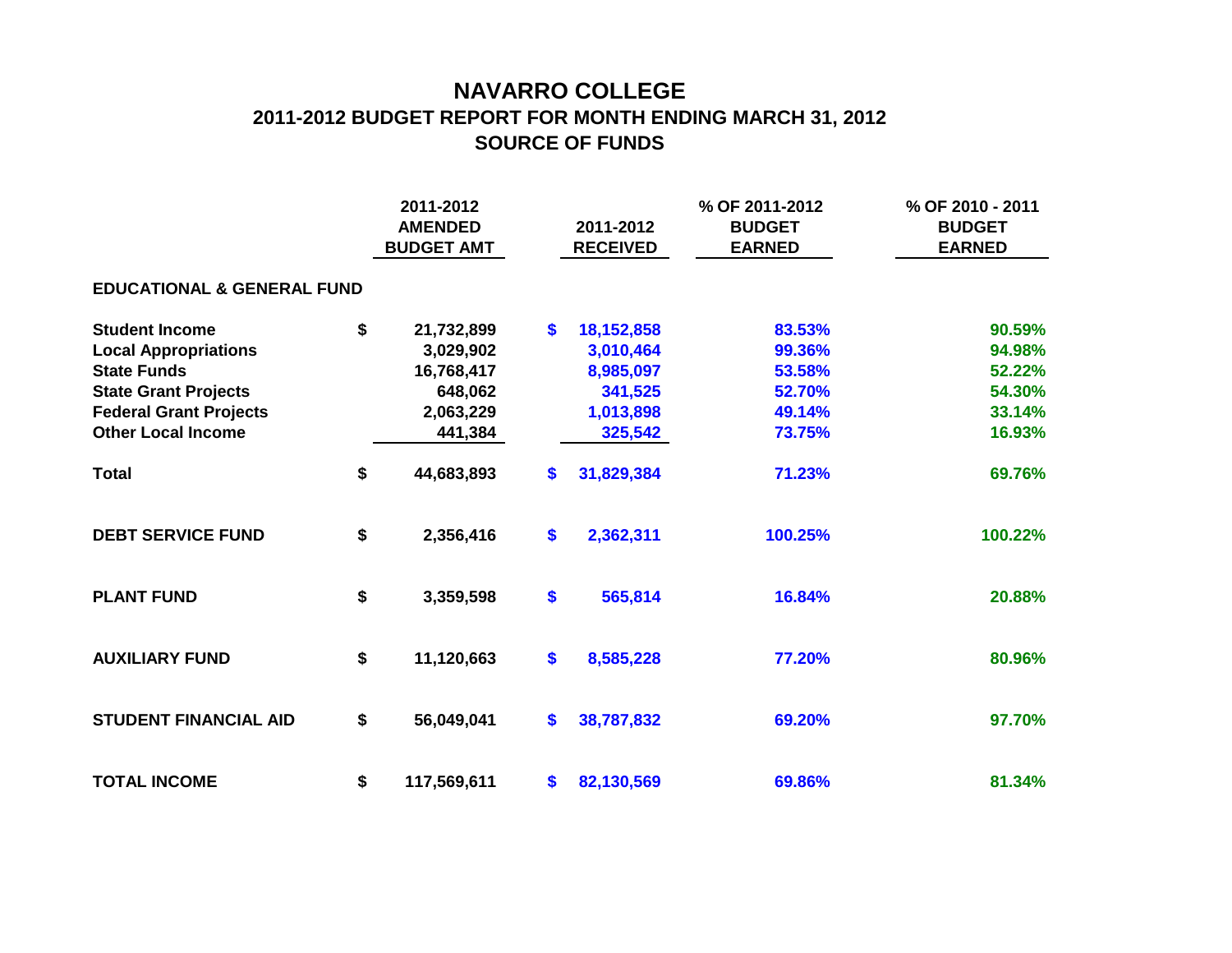# NAVARRO COLLEGE

## 2011-2012 BUDGET REPORT FOR MONTH ENDING MARCH 31, 2012

## SOURCE OF FUNDS

| | 2011-2012 AMENDED BUDGET AMT | 2011-2012 RECEIVED | % OF 2011-2012 BUDGET EARNED | % OF 2010 - 2011 BUDGET EARNED |
|---|---|---|---|---|
| **EDUCATIONAL & GENERAL FUND** | | | | |
| **Student Income** | $ 21,732,899 | $ 18,152,858 | 83.53% | 90.59% |
| **Local Appropriations** | 3,029,902 | 3,010,464 | 99.36% | 94.98% |
| **State Funds** | 16,768,417 | 8,985,097 | 53.58% | 52.22% |
| **State Grant Projects** | 648,062 | 341,525 | 52.70% | 54.30% |
| **Federal Grant Projects** | 2,063,229 | 1,013,898 | 49.14% | 33.14% |
| **Other Local Income** | 441,384 | 325,542 | 73.75% | 16.93% |
| **Total** | $ 44,683,893 | $ 31,829,384 | 71.23% | 69.76% |
| **DEBT SERVICE FUND** | $ 2,356,416 | $ 2,362,311 | 100.25% | 100.22% |
| **PLANT FUND** | $ 3,359,598 | $ 565,814 | 16.84% | 20.88% |
| **AUXILIARY FUND** | $ 11,120,663 | $ 8,585,228 | 77.20% | 80.96% |
| **STUDENT FINANCIAL AID** | $ 56,049,041 | $ 38,787,832 | 69.20% | 97.70% |
| **TOTAL INCOME** | $ 117,569,611 | $ 82,130,569 | 69.86% | 81.34% |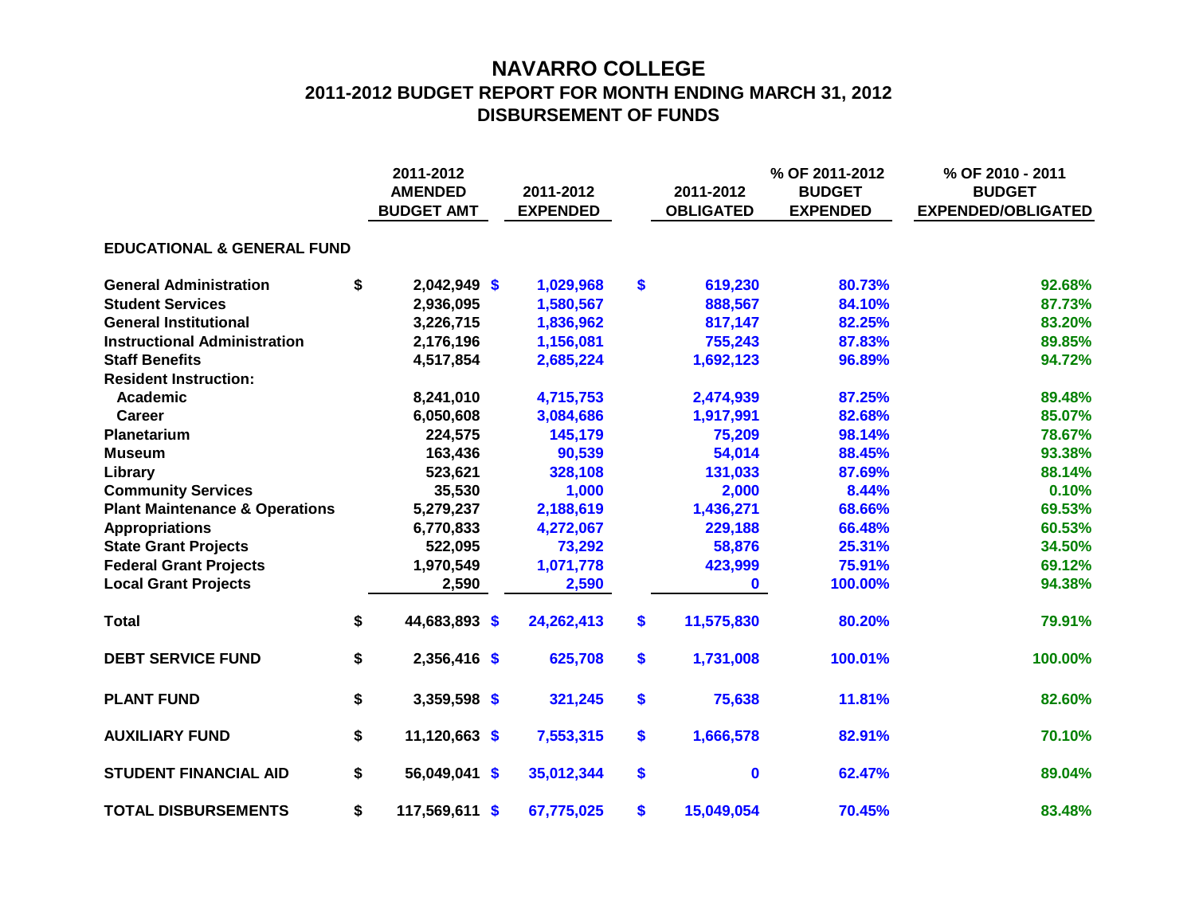# NAVARRO COLLEGE

## 2011-2012 BUDGET REPORT FOR MONTH ENDING MARCH 31, 2012

## DISBURSEMENT OF FUNDS

| | 2011-2012 AMENDED BUDGET AMT | 2011-2012 EXPENDED | 2011-2012 OBLIGATED | % OF 2011-2012 BUDGET EXPENDED | % OF 2010 - 2011 BUDGET EXPENDED/OBLIGATED |
|---|---|---|---|---|---|
| **EDUCATIONAL & GENERAL FUND** | | | | | |
| General Administration | $ 2,042,949 | $ 1,029,968 | $ 619,230 | 80.73% | 92.68% |
| Student Services | 2,936,095 | 1,580,567 | 888,567 | 84.10% | 87.73% |
| General Institutional | 3,226,715 | 1,836,962 | 817,147 | 82.25% | 83.20% |
| Instructional Administration | 2,176,196 | 1,156,081 | 755,243 | 87.83% | 89.85% |
| Staff Benefits | 4,517,854 | 2,685,224 | 1,692,123 | 96.89% | 94.72% |
| Resident Instruction: | | | | | |
| Academic | 8,241,010 | 4,715,753 | 2,474,939 | 87.25% | 89.48% |
| Career | 6,050,608 | 3,084,686 | 1,917,991 | 82.68% | 85.07% |
| Planetarium | 224,575 | 145,179 | 75,209 | 98.14% | 78.67% |
| Museum | 163,436 | 90,539 | 54,014 | 88.45% | 93.38% |
| Library | 523,621 | 328,108 | 131,033 | 87.69% | 88.14% |
| Community Services | 35,530 | 1,000 | 2,000 | 8.44% | 0.10% |
| Plant Maintenance & Operations | 5,279,237 | 2,188,619 | 1,436,271 | 68.66% | 69.53% |
| Appropriations | 6,770,833 | 4,272,067 | 229,188 | 66.48% | 60.53% |
| State Grant Projects | 522,095 | 73,292 | 58,876 | 25.31% | 34.50% |
| Federal Grant Projects | 1,970,549 | 1,071,778 | 423,999 | 75.91% | 69.12% |
| Local Grant Projects | 2,590 | 2,590 | 0 | 100.00% | 94.38% |
| **Total** | $ 44,683,893 | $ 24,262,413 | $ 11,575,830 | 80.20% | 79.91% |
| **DEBT SERVICE FUND** | $ 2,356,416 | $ 625,708 | $ 1,731,008 | 100.01% | 100.00% |
| **PLANT FUND** | $ 3,359,598 | $ 321,245 | $ 75,638 | 11.81% | 82.60% |
| **AUXILIARY FUND** | $ 11,120,663 | $ 7,553,315 | $ 1,666,578 | 82.91% | 70.10% |
| **STUDENT FINANCIAL AID** | $ 56,049,041 | $ 35,012,344 | $ 0 | 62.47% | 89.04% |
| **TOTAL DISBURSEMENTS** | $ 117,569,611 | $ 67,775,025 | $ 15,049,054 | 70.45% | 83.48% |